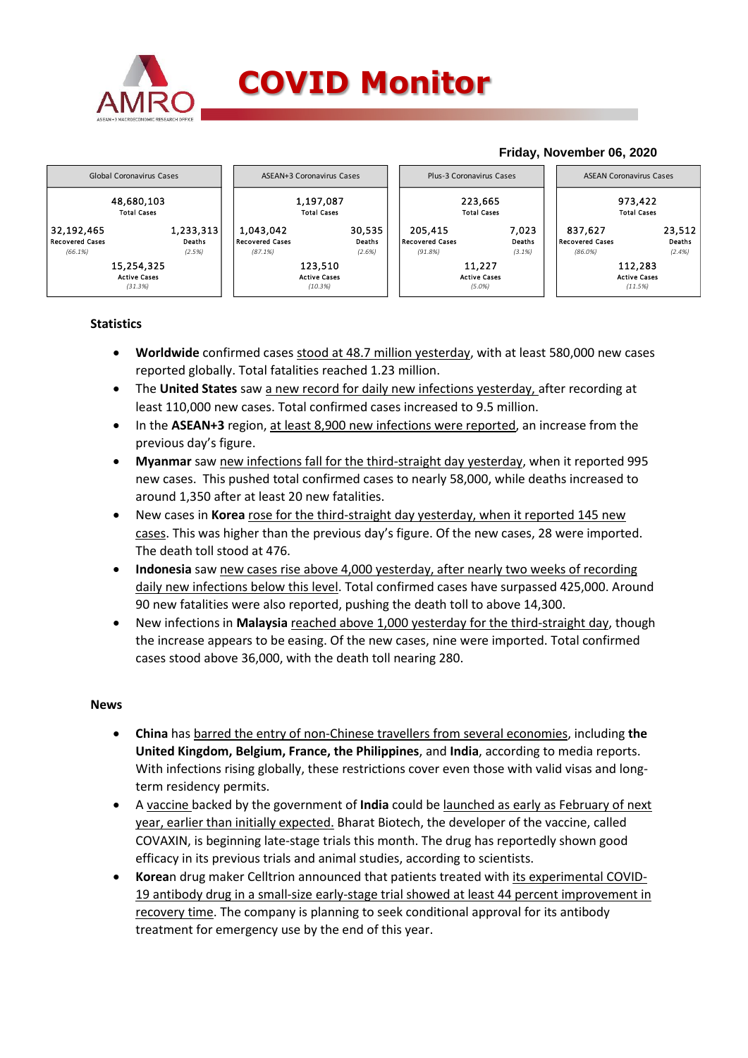# COVID Monitor

**Friday, November 06, 2020**

| Global Coronavirus Cases | | ASEAN+3 Coronavirus Cases | | Plus-3 Coronavirus Cases | | ASEAN Coronavirus Cases | |
|---|---|---|---|---|---|---|---|
| 48,680,103 Total Cases | | 1,197,087 Total Cases | | 223,665 Total Cases | | 973,422 Total Cases | |
| 32,192,465 Recovered Cases *(66.1%)* | 1,233,313 Deaths *(2.5%)* | 1,043,042 Recovered Cases *(87.1%)* | 30,535 Deaths *(2.6%)* | 205,415 Recovered Cases *(91.8%)* | 7,023 Deaths *(3.1%)* | 837,627 Recovered Cases *(86.0%)* | 23,512 Deaths *(2.4%)* |
| 15,254,325 Active Cases *(31.3%)* | | 123,510 Active Cases *(10.3%)* | | 11,227 Active Cases *(5.0%)* | | 112,283 Active Cases *(11.5%)* | |

## Statistics

- **Worldwide** confirmed cases stood at 48.7 million yesterday, with at least 580,000 new cases reported globally. Total fatalities reached 1.23 million.
- The **United States** saw a new record for daily new infections yesterday, after recording at least 110,000 new cases. Total confirmed cases increased to 9.5 million.
- In the **ASEAN+3** region, at least 8,900 new infections were reported, an increase from the previous day's figure.
- **Myanmar** saw new infections fall for the third-straight day yesterday, when it reported 995 new cases. This pushed total confirmed cases to nearly 58,000, while deaths increased to around 1,350 after at least 20 new fatalities.
- New cases in **Korea** rose for the third-straight day yesterday, when it reported 145 new cases. This was higher than the previous day's figure. Of the new cases, 28 were imported. The death toll stood at 476.
- **Indonesia** saw new cases rise above 4,000 yesterday, after nearly two weeks of recording daily new infections below this level. Total confirmed cases have surpassed 425,000. Around 90 new fatalities were also reported, pushing the death toll to above 14,300.
- New infections in **Malaysia** reached above 1,000 yesterday for the third-straight day, though the increase appears to be easing. Of the new cases, nine were imported. Total confirmed cases stood above 36,000, with the death toll nearing 280.

## News

- **China** has barred the entry of non-Chinese travellers from several economies, including **the United Kingdom, Belgium, France, the Philippines**, and **India**, according to media reports. With infections rising globally, these restrictions cover even those with valid visas and long-term residency permits.
- A vaccine backed by the government of **India** could be launched as early as February of next year, earlier than initially expected. Bharat Biotech, the developer of the vaccine, called COVAXIN, is beginning late-stage trials this month. The drug has reportedly shown good efficacy in its previous trials and animal studies, according to scientists.
- **Korea**n drug maker Celltrion announced that patients treated with its experimental COVID-19 antibody drug in a small-size early-stage trial showed at least 44 percent improvement in recovery time. The company is planning to seek conditional approval for its antibody treatment for emergency use by the end of this year.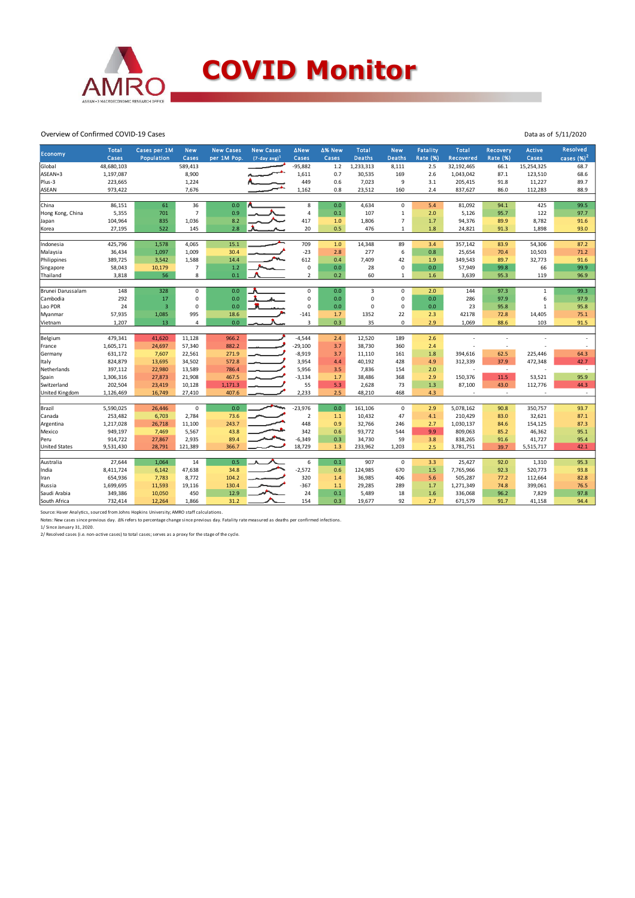# COVID Monitor

Overview of Confirmed COVID-19 Cases

Data as of 5/11/2020

| Economy | Total Cases | Cases per 1M Population | New Cases | New Cases per 1M Pop. | New Cases (7-day avg)[1] | ΔNew Cases | Δ% New Cases | Total Deaths | New Deaths | Fatality Rate (%) | Total Recovered | Recovery Rate (%) | Active Cases | Resolved cases (%)[2] |
|---|---|---|---|---|---|---|---|---|---|---|---|---|---|---|
| Global | 48,680,103 | | 589,413 | | | -95,882 | 1.2 | 1,233,313 | 8,111 | 2.5 | 32,192,465 | 66.1 | 15,254,325 | 68.7 |
| ASEAN+3 | 1,197,087 | | 8,900 | | | 1,611 | 0.7 | 30,535 | 169 | 2.6 | 1,043,042 | 87.1 | 123,510 | 68.6 |
| Plus-3 | 223,665 | | 1,224 | | | 449 | 0.6 | 7,023 | 9 | 3.1 | 205,415 | 91.8 | 11,227 | 89.7 |
| ASEAN | 973,422 | | 7,676 | | | 1,162 | 0.8 | 23,512 | 160 | 2.4 | 837,627 | 86.0 | 112,283 | 88.9 |
| | | | | | | | | | | | | | | |
| China | 86,151 | 61 | 36 | 0.0 | | 8 | 0.0 | 4,634 | 0 | 5.4 | 81,092 | 94.1 | 425 | 99.5 |
| Hong Kong, China | 5,355 | 701 | 7 | 0.9 | | 4 | 0.1 | 107 | 1 | 2.0 | 5,126 | 95.7 | 122 | 97.7 |
| Japan | 104,964 | 835 | 1,036 | 8.2 | | 417 | 1.0 | 1,806 | 7 | 1.7 | 94,376 | 89.9 | 8,782 | 91.6 |
| Korea | 27,195 | 522 | 145 | 2.8 | | 20 | 0.5 | 476 | 1 | 1.8 | 24,821 | 91.3 | 1,898 | 93.0 |
| | | | | | | | | | | | | | | |
| Indonesia | 425,796 | 1,578 | 4,065 | 15.1 | | 709 | 1.0 | 14,348 | 89 | 3.4 | 357,142 | 83.9 | 54,306 | 87.2 |
| Malaysia | 36,434 | 1,097 | 1,009 | 30.4 | | -23 | 2.8 | 277 | 6 | 0.8 | 25,654 | 70.4 | 10,503 | 71.2 |
| Philippines | 389,725 | 3,542 | 1,588 | 14.4 | | 612 | 0.4 | 7,409 | 42 | 1.9 | 349,543 | 89.7 | 32,773 | 91.6 |
| Singapore | 58,043 | 10,179 | 7 | 1.2 | | 0 | 0.0 | 28 | 0 | 0.0 | 57,949 | 99.8 | 66 | 99.9 |
| Thailand | 3,818 | 56 | 8 | 0.1 | | 2 | 0.2 | 60 | 1 | 1.6 | 3,639 | 95.3 | 119 | 96.9 |
| | | | | | | | | | | | | | | |
| Brunei Darussalam | 148 | 328 | 0 | 0.0 | | 0 | 0.0 | 3 | 0 | 2.0 | 144 | 97.3 | 1 | 99.3 |
| Cambodia | 292 | 17 | 0 | 0.0 | | 0 | 0.0 | 0 | 0 | 0.0 | 286 | 97.9 | 6 | 97.9 |
| Lao PDR | 24 | 3 | 0 | 0.0 | | 0 | 0.0 | 0 | 0 | 0.0 | 23 | 95.8 | 1 | 95.8 |
| Myanmar | 57,935 | 1,085 | 995 | 18.6 | | -141 | 1.7 | 1352 | 22 | 2.3 | 42178 | 72.8 | 14,405 | 75.1 |
| Vietnam | 1,207 | 13 | 4 | 0.0 | | 3 | 0.3 | 35 | 0 | 2.9 | 1,069 | 88.6 | 103 | 91.5 |
| | | | | | | | | | | | | | | |
| Belgium | 479,341 | 41,620 | 11,128 | 966.2 | | -4,544 | 2.4 | 12,520 | 189 | 2.6 | - | - | - | - |
| France | 1,605,171 | 24,697 | 57,340 | 882.2 | | -29,100 | 3.7 | 38,730 | 360 | 2.4 | - | - | - | - |
| Germany | 631,172 | 7,607 | 22,561 | 271.9 | | -8,919 | 3.7 | 11,110 | 161 | 1.8 | 394,616 | 62.5 | 225,446 | 64.3 |
| Italy | 824,879 | 13,695 | 34,502 | 572.8 | | 3,954 | 4.4 | 40,192 | 428 | 4.9 | 312,339 | 37.9 | 472,348 | 42.7 |
| Netherlands | 397,112 | 22,980 | 13,589 | 786.4 | | 5,956 | 3.5 | 7,836 | 154 | 2.0 | - | - | - | - |
| Spain | 1,306,316 | 27,873 | 21,908 | 467.5 | | -3,134 | 1.7 | 38,486 | 368 | 2.9 | 150,376 | 11.5 | 53,521 | 95.9 |
| Switzerland | 202,504 | 23,419 | 10,128 | 1,171.3 | | 55 | 5.3 | 2,628 | 73 | 1.3 | 87,100 | 43.0 | 112,776 | 44.3 |
| United Kingdom | 1,126,469 | 16,749 | 27,410 | 407.6 | | 2,233 | 2.5 | 48,210 | 468 | 4.3 | - | - | - | - |
| | | | | | | | | | | | | | | |
| Brazil | 5,590,025 | 26,446 | 0 | 0.0 | | -23,976 | 0.0 | 161,106 | 0 | 2.9 | 5,078,162 | 90.8 | 350,757 | 93.7 |
| Canada | 253,482 | 6,703 | 2,784 | 73.6 | | 2 | 1.1 | 10,432 | 47 | 4.1 | 210,429 | 83.0 | 32,621 | 87.1 |
| Argentina | 1,217,028 | 26,718 | 11,100 | 243.7 | | 448 | 0.9 | 32,766 | 246 | 2.7 | 1,030,137 | 84.6 | 154,125 | 87.3 |
| Mexico | 949,197 | 7,469 | 5,567 | 43.8 | | 342 | 0.6 | 93,772 | 544 | 9.9 | 809,063 | 85.2 | 46,362 | 95.1 |
| Peru | 914,722 | 27,867 | 2,935 | 89.4 | | -6,349 | 0.3 | 34,730 | 59 | 3.8 | 838,265 | 91.6 | 41,727 | 95.4 |
| United States | 9,531,430 | 28,791 | 121,389 | 366.7 | | 18,729 | 1.3 | 233,962 | 1,203 | 2.5 | 3,781,751 | 39.7 | 5,515,717 | 42.1 |
| | | | | | | | | | | | | | | |
| Australia | 27,644 | 1,064 | 14 | 0.5 | | 6 | 0.1 | 907 | 0 | 3.3 | 25,427 | 92.0 | 1,310 | 95.3 |
| India | 8,411,724 | 6,142 | 47,638 | 34.8 | | -2,572 | 0.6 | 124,985 | 670 | 1.5 | 7,765,966 | 92.3 | 520,773 | 93.8 |
| Iran | 654,936 | 7,783 | 8,772 | 104.2 | | 320 | 1.4 | 36,985 | 406 | 5.6 | 505,287 | 77.2 | 112,664 | 82.8 |
| Russia | 1,699,695 | 11,593 | 19,116 | 130.4 | | -367 | 1.1 | 29,285 | 289 | 1.7 | 1,271,349 | 74.8 | 399,061 | 76.5 |
| Saudi Arabia | 349,386 | 10,050 | 450 | 12.9 | | 24 | 0.1 | 5,489 | 18 | 1.6 | 336,068 | 96.2 | 7,829 | 97.8 |
| South Africa | 732,414 | 12,264 | 1,866 | 31.2 | | 154 | 0.3 | 19,677 | 92 | 2.7 | 671,579 | 91.7 | 41,158 | 94.4 |

Source: Haver Analytics, sourced from Johns Hopkins University; AMRO staff calculations.

Notes: New cases since previous day. Δ% refers to percentage change since previous day. Fatality rate measured as deaths per confirmed infections.

1/ Since January 31, 2020.

2/ Resolved cases (i.e. non-active cases) to total cases; serves as a proxy for the stage of the cycle.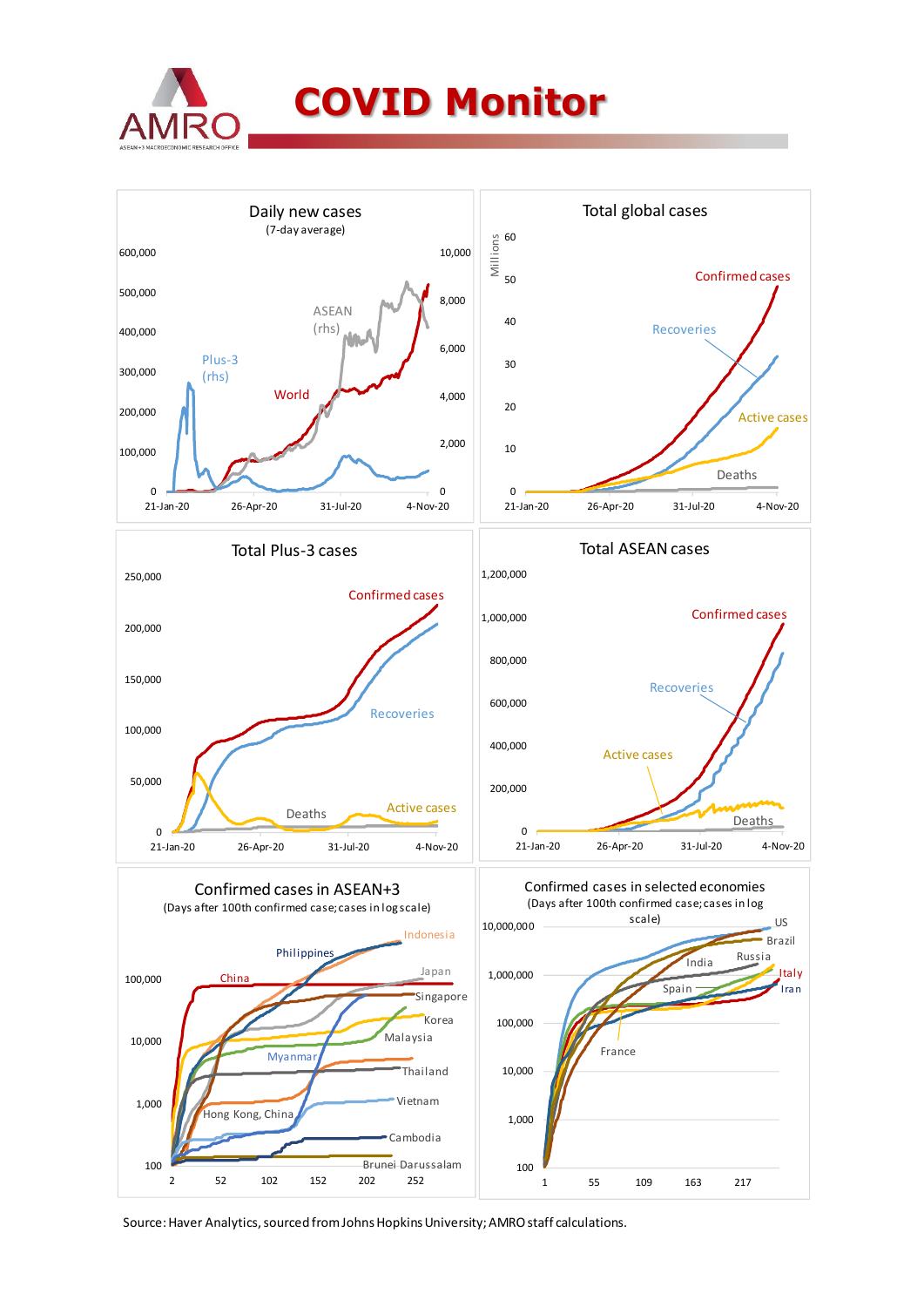# COVID Monitor

AMRO
ASEAN+3 MACROECONOMIC RESEARCH OFFICE

## Daily new cases
(7-day average)

600,000
500,000
400,000
300,000
200,000
100,000
0

10,000
8,000
6,000
4,000
2,000
0

ASEAN (rhs)
Plus-3 (rhs)
World

21-Jan-20 26-Apr-20 31-Jul-20 4-Nov-20

## Total global cases

Millions
60
50
40
30
20
10
0

Confirmed cases
Recoveries
Active cases
Deaths

21-Jan-20 26-Apr-20 31-Jul-20 4-Nov-20

## Total Plus-3 cases

250,000
200,000
150,000
100,000
50,000
0

Confirmed cases
Recoveries
Deaths
Active cases

21-Jan-20 26-Apr-20 31-Jul-20 4-Nov-20

## Total ASEAN cases

1,200,000
1,000,000
800,000
600,000
400,000
200,000
0

Confirmed cases
Recoveries
Active cases
Deaths

21-Jan-20 26-Apr-20 31-Jul-20 4-Nov-20

## Confirmed cases in ASEAN+3
(Days after 100th confirmed case; cases in log scale)

100,000
10,000
1,000
100

Indonesia
Philippines
China
Japan
Singapore
Korea
Malaysia
Myanmar
Thailand
Vietnam
Hong Kong, China
Cambodia
Brunei Darussalam

2 52 102 152 202 252

## Confirmed cases in selected economies
(Days after 100th confirmed case; cases in log scale)

10,000,000
1,000,000
100,000
10,000
1,000
100

US
Brazil
India
Russia
Italy
Spain
Iran
France

1 55 109 163 217

Source: Haver Analytics, sourced from Johns Hopkins University; AMRO staff calculations.